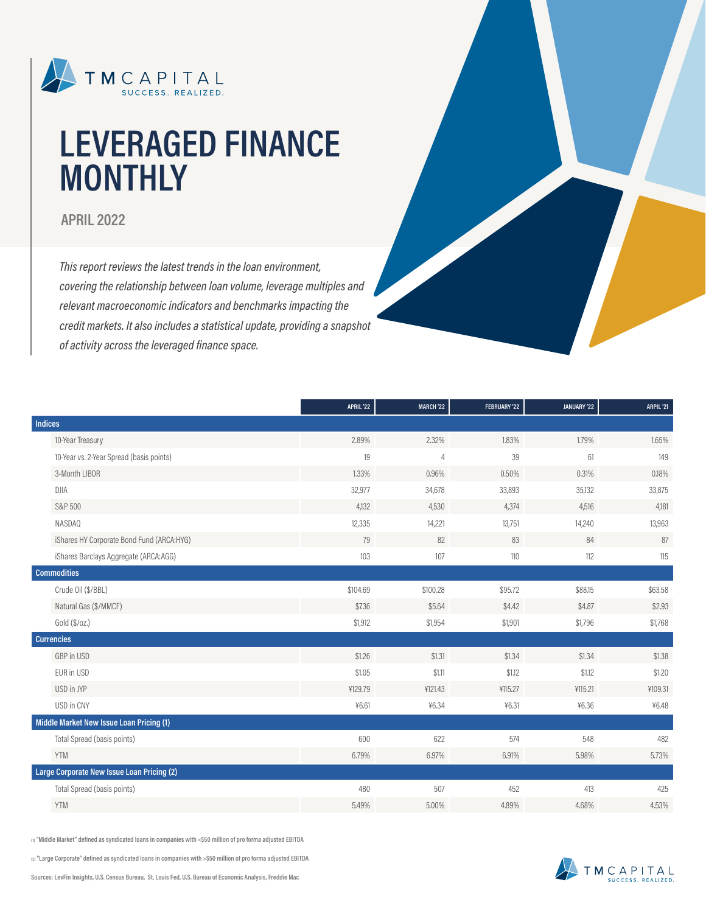TM CAPITAL
SUCCESS. REALIZED.

# LEVERAGED FINANCE MONTHLY

## APRIL 2022

*This report reviews the latest trends in the loan environment, covering the relationship between loan volume, leverage multiples and relevant macroeconomic indicators and benchmarks impacting the credit markets. It also includes a statistical update, providing a snapshot of activity across the leveraged finance space.*

| | APRIL '22 | MARCH '22 | FEBRUARY '22 | JANUARY '22 | ARPIL '21 |
|---|---|---|---|---|---|
| **Indices** | | | | | |
| 10-Year Treasury | 2.89% | 2.32% | 1.83% | 1.79% | 1.65% |
| 10-Year vs. 2-Year Spread (basis points) | 19 | 4 | 39 | 61 | 149 |
| 3-Month LIBOR | 1.33% | 0.96% | 0.50% | 0.31% | 0.18% |
| DJIA | 32,977 | 34,678 | 33,893 | 35,132 | 33,875 |
| S&P 500 | 4,132 | 4,530 | 4,374 | 4,516 | 4,181 |
| NASDAQ | 12,335 | 14,221 | 13,751 | 14,240 | 13,963 |
| iShares HY Corporate Bond Fund (ARCA:HYG) | 79 | 82 | 83 | 84 | 87 |
| iShares Barclays Aggregate (ARCA:AGG) | 103 | 107 | 110 | 112 | 115 |
| **Commodities** | | | | | |
| Crude Oil ($/BBL) | $104.69 | $100.28 | $95.72 | $88.15 | $63.58 |
| Natural Gas ($/MMCF) | $7.36 | $5.64 | $4.42 | $4.87 | $2.93 |
| Gold ($/oz.) | $1,912 | $1,954 | $1,901 | $1,796 | $1,768 |
| **Currencies** | | | | | |
| GBP in USD | $1.26 | $1.31 | $1.34 | $1.34 | $1.38 |
| EUR in USD | $1.05 | $1.11 | $1.12 | $1.12 | $1.20 |
| USD in JYP | ¥129.79 | ¥121.43 | ¥115.27 | ¥115.21 | ¥109.31 |
| USD in CNY | ¥6.61 | ¥6.34 | ¥6.31 | ¥6.36 | ¥6.48 |
| **Middle Market New Issue Loan Pricing (1)** | | | | | |
| Total Spread (basis points) | 600 | 622 | 574 | 548 | 482 |
| YTM | 6.79% | 6.97% | 6.91% | 5.98% | 5.73% |
| **Large Corporate New Issue Loan Pricing (2)** | | | | | |
| Total Spread (basis points) | 480 | 507 | 452 | 413 | 425 |
| YTM | 5.49% | 5.00% | 4.89% | 4.68% | 4.53% |

(1) "Middle Market" defined as syndicated loans in companies with <$50 million of pro forma adjusted EBITDA

(2) "Large Corporate" defined as syndicated loans in companies with >$50 million of pro forma adjusted EBITDA

Sources: LevFin Insights, U.S. Census Bureau, St. Louis Fed, U.S. Bureau of Economic Analysis, Freddie Mac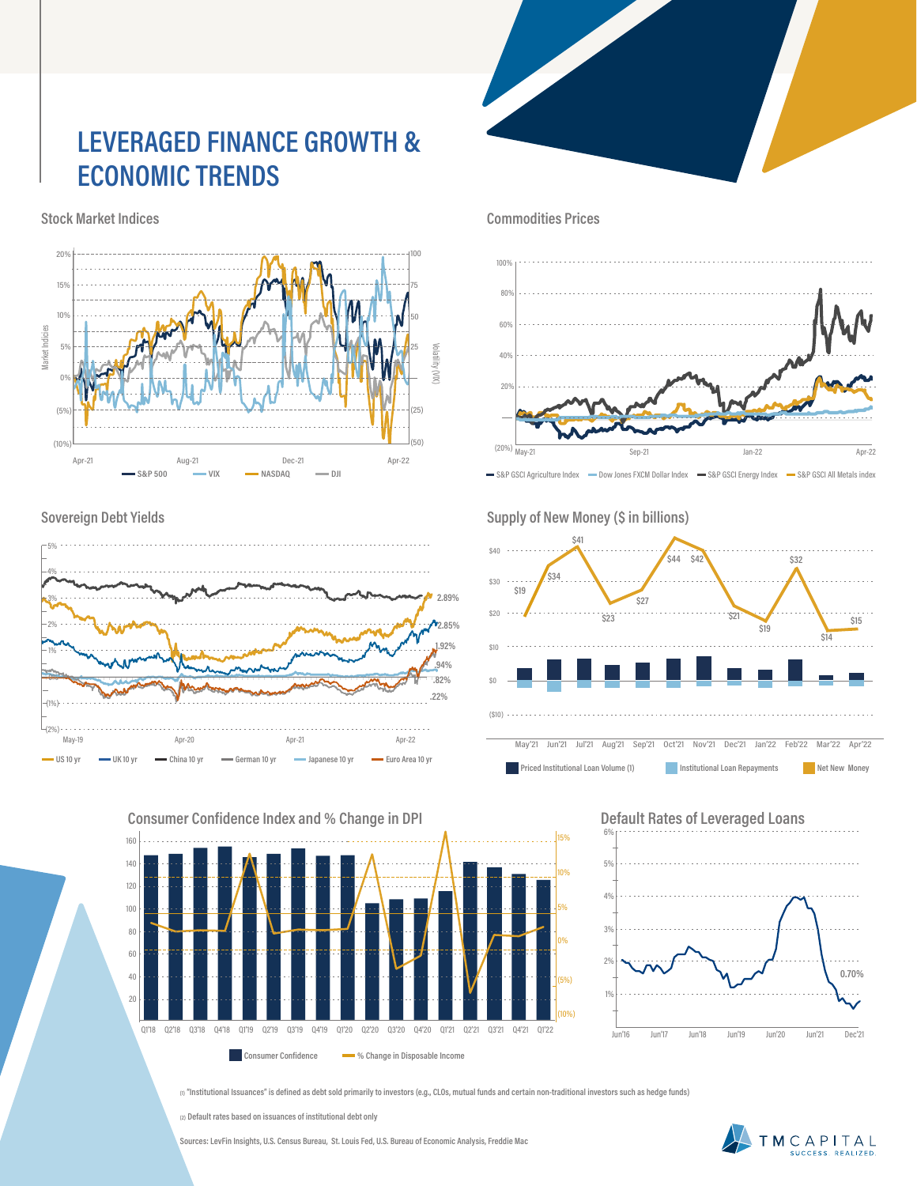# LEVERAGED FINANCE GROWTH & ECONOMIC TRENDS

## Stock Market Indices

Market Indices: 20%, 15%, 10%, 5%, 0%, (5%), (10%)

Volatility (VIX): 100, 75, 50, 25, 0, (25), (50)

Apr-21, Aug-21, Dec-21, Apr-22

S&P 500 | VIX | NASDAQ | DJI

## Commodities Prices

100%, 80%, 60%, 40%, 20%, (20%)

May-21, Sep-21, Jan-22, Apr-22

S&P GSCI Agriculture Index | Dow Jones FXCM Dollar Index | S&P GSCI Energy Index | S&P GSCI All Metals index

## Sovereign Debt Yields

5%, 4%, 3%, 2%, 1%, (1%), (2%)

May-19, Apr-20, Apr-21, Apr-22

2.89%, 2.85%, 1.92%, .94%, .82%, .22%

US 10 yr | UK 10 yr | China 10 yr | German 10 yr | Japanese 10 yr | Euro Area 10 yr

## Supply of New Money ($ in billions)

| | May'21 | Jun'21 | Jul'21 | Aug'21 | Sep'21 | Oct'21 | Nov'21 | Dec'21 | Jan'22 | Feb'22 | Mar'22 | Apr'22 |
|---|---|---|---|---|---|---|---|---|---|---|---|---|
| Net New Money | $19 | $34 | $41 | $23 | $27 | $44 | $42 | $21 | $19 | $32 | $14 | $15 |

Priced Institutional Loan Volume (1) | Institutional Loan Repayments | Net New Money

## Consumer Confidence Index and % Change in DPI

Q1'18, Q2'18, Q3'18, Q4'18, Q1'19, Q2'19, Q3'19, Q4'19, Q1'20, Q2'20, Q3'20, Q4'20, Q1'21, Q2'21, Q3'21, Q4'21, Q1'22

Consumer Confidence | % Change in Disposable Income

## Default Rates of Leveraged Loans

6%, 5%, 4%, 3%, 2%, 1%

Jun'16, Jun'17, Jun'18, Jun'19, Jun'20, Jun'21, Dec'21

0.70%

(1) "Institutional Issuances" is defined as debt sold primarily to investors (e.g., CLOs, mutual funds and certain non-traditional investors such as hedge funds)

(2) Default rates based on issuances of institutional debt only

Sources: LevFin Insights, U.S. Census Bureau, St. Louis Fed, U.S. Bureau of Economic Analysis, Freddie Mac

TM CAPITAL SUCCESS. REALIZED.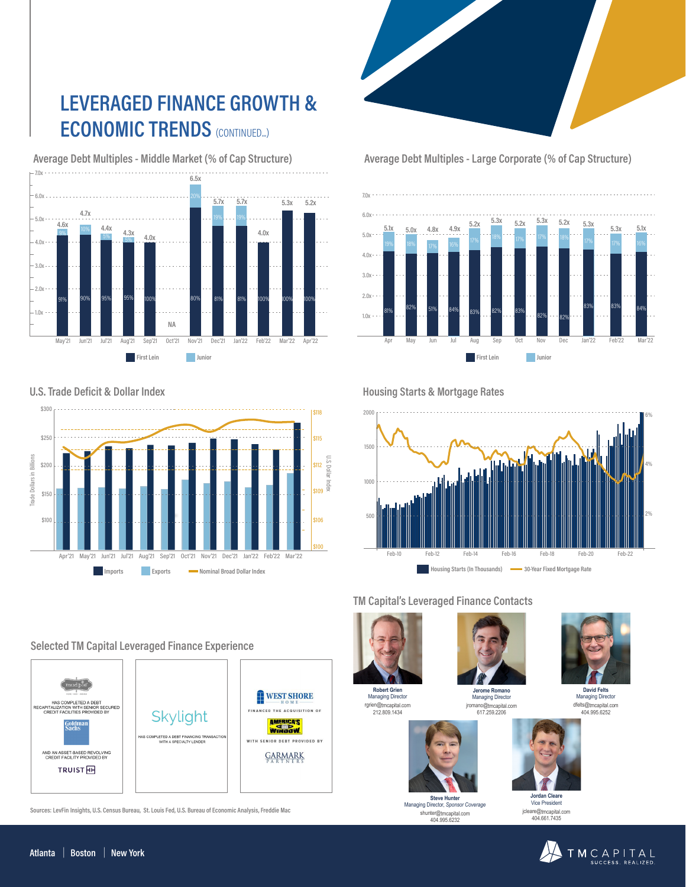# LEVERAGED FINANCE GROWTH & ECONOMIC TRENDS (CONTINUED...)

## Average Debt Multiples - Middle Market (% of Cap Structure)

7.0x
6.0x
5.0x
4.0x
3.0x
2.0x
1.0x

May'21: 4.6x, 9%, 91%
Jun'21: 4.7x, 10%, 90%
Jul'21: 4.4x, 5%, 95%
Aug'21: 4.3x, 5%, 95%
Sep'21: 4.0x, 100%
Oct'21: NA
Nov'21: 6.5x, 20%, 80%
Dec'21: 5.7x, 19%, 81%
Jan'22: 5.7x, 19%, 81%
Feb'22: 4.0x, 100%
Mar'22: 5.3x, 100%
Apr'22: 5.2x, 100%

First Lein | Junior

## Average Debt Multiples - Large Corporate (% of Cap Structure)

7.0x
6.0x
5.0x
4.0x
3.0x
2.0x
1.0x

Apr: 5.1x, 19%, 81%
May: 5.0x, 18%, 82%
Jun: 4.8x, 17%, 51%
Jul: 4.9x, 16%, 84%
Aug: 5.2x, 17%, 83%
Sep: 5.3x, 18%, 82%
Oct: 5.2x, 17%, 83%
Nov: 5.3x, 17%, 82%
Dec: 5.2x, 18%, 82%
Jan'22: 5.3x, 17%, 83%
Feb'22: 5.3x, 17%, 83%
Mar'22: 5.1x, 16%, 84%

First Lein | Junior

## U.S. Trade Deficit & Dollar Index

Trade Dollars in Billions: $300, $250, $200, $150, $100
U.S. Dollar Index: $118, $115, $112, $109, $106, $100

Apr'21 May'21 Jun'21 Jul'21 Aug'21 Sep'21 Oct'21 Nov'21 Dec'21 Jan'22 Feb'22 Mar'22

Imports | Exports | Nominal Broad Dollar Index

## Housing Starts & Mortgage Rates

2000, 1500, 1000, 500
6%, 4%, 2%

Feb-10 Feb-12 Feb-14 Feb-16 Feb-18 Feb-20 Feb-22

Housing Starts (In Thousands) | 30-Year Fixed Mortgage Rate

## TM Capital's Leveraged Finance Contacts

**Robert Grien**
Managing Director
rgrien@tmcapital.com
212.809.1434

**Jerome Romano**
Managing Director
jromano@tmcapital.com
617.259.2206

**David Felts**
Managing Director
dfelts@tmcapital.com
404.995.6252

**Steve Hunter**
Managing Director, *Sponsor Coverage*
shunter@tmcapital.com
404.995.6232

**Jordan Cleare**
Vice President
jcleare@tmcapital.com
404.661.7435

## Selected TM Capital Leveraged Finance Experience

mud pie
HAS COMPLETED A DEBT RECAPITALIZATION WITH SENIOR SECURED CREDIT FACILITIES PROVIDED BY
Goldman Sachs
AND AN ASSET-BASED REVOLVING CREDIT FACILITY PROVIDED BY
TRUIST

Skylight
HAS COMPLETED A DEBT FINANCING TRANSACTION WITH A SPECIALTY LENDER

WEST SHORE HOME
FINANCED THE ACQUISITION OF
AMERICA'S WINDOW
WITH SENIOR DEBT PROVIDED BY
GARMARK PARTNERS

Sources: LevFin Insights, U.S. Census Bureau, St. Louis Fed, U.S. Bureau of Economic Analysis, Freddie Mac

Atlanta | Boston | New York

TM CAPITAL
SUCCESS. REALIZED.